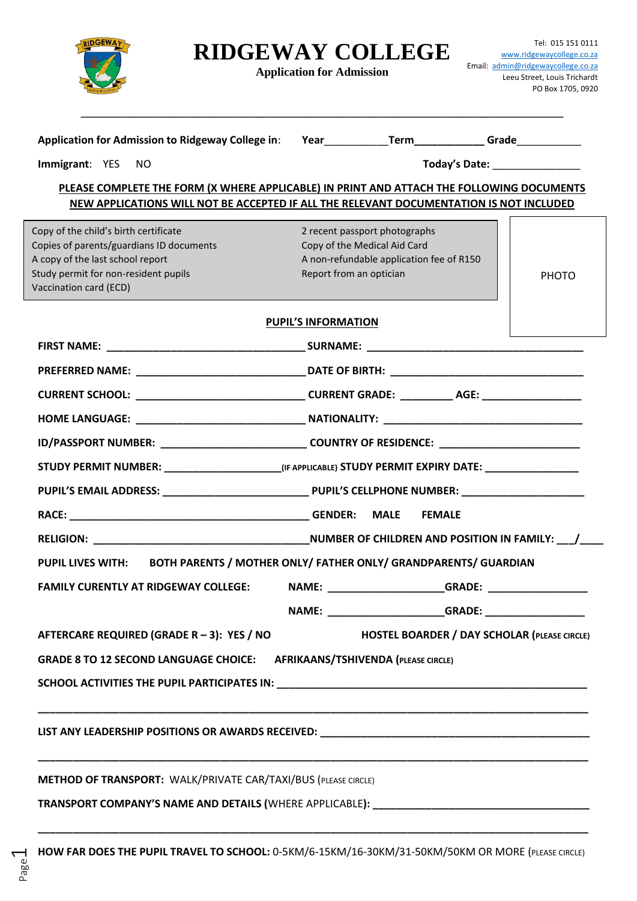# RIDGEWAY COLLEGE

**Application for Admission**

Tel: 015 151 0111
www.ridgewaycollege.co.za
Email: admin@ridgewaycollege.co.za
Leeu Street, Louis Trichardt
PO Box 1705, 0920

---

**Application for Admission to Ridgeway College in**: **Year**__________ **Term**___________ **Grade**__________

**Immigrant**: YES NO **Today's Date:** ______________

**PLEASE COMPLETE THE FORM (X WHERE APPLICABLE) IN PRINT AND ATTACH THE FOLLOWING DOCUMENTS**
**NEW APPLICATIONS WILL NOT BE ACCEPTED IF ALL THE RELEVANT DOCUMENTATION IS NOT INCLUDED**

| | | |
|---|---|---|
| Copy of the child's birth certificate | 2 recent passport photographs | PHOTO |
| Copies of parents/guardians ID documents | Copy of the Medical Aid Card | |
| A copy of the last school report | A non-refundable application fee of R150 | |
| Study permit for non-resident pupils | Report from an optician | |
| Vaccination card (ECD) | | |

## PUPIL'S INFORMATION

**FIRST NAME:** ________________________________ **SURNAME:** ___________________________________

**PREFERRED NAME:** ___________________________ **DATE OF BIRTH:** ______________________________

**CURRENT SCHOOL:** ___________________________ **CURRENT GRADE:** ________ **AGE:** ______________

**HOME LANGUAGE:** ___________________________ **NATIONALITY:** _______________________________

**ID/PASSPORT NUMBER:** _______________________ **COUNTRY OF RESIDENCE:** _____________________

**STUDY PERMIT NUMBER:** ___________________(IF APPLICABLE) **STUDY PERMIT EXPIRY DATE:** _______________

**PUPIL'S EMAIL ADDRESS:** ______________________ **PUPIL'S CELLPHONE NUMBER:** ___________________

**RACE:** ________________________________________ **GENDER: MALE FEMALE**

**RELIGION:** ___________________________________ **NUMBER OF CHILDREN AND POSITION IN FAMILY:** ___/___

**PUPIL LIVES WITH: BOTH PARENTS / MOTHER ONLY/ FATHER ONLY/ GRANDPARENTS/ GUARDIAN**

**FAMILY CURENTLY AT RIDGEWAY COLLEGE: NAME:** ___________________ **GRADE:** ________________

**NAME:** ___________________ **GRADE:** ________________

**AFTERCARE REQUIRED (GRADE R – 3): YES / NO** **HOSTEL BOARDER / DAY SCHOLAR (PLEASE CIRCLE)**

**GRADE 8 TO 12 SECOND LANGUAGE CHOICE: AFRIKAANS/TSHIVENDA (PLEASE CIRCLE)**

**SCHOOL ACTIVITIES THE PUPIL PARTICIPATES IN:** ________________________________________________

______________________________________________________________________________________

**LIST ANY LEADERSHIP POSITIONS OR AWARDS RECEIVED:** __________________________________________

______________________________________________________________________________________

**METHOD OF TRANSPORT:** WALK/PRIVATE CAR/TAXI/BUS (PLEASE CIRCLE)

**TRANSPORT COMPANY'S NAME AND DETAILS** (WHERE APPLICABLE): ___________________________________

______________________________________________________________________________________

**HOW FAR DOES THE PUPIL TRAVEL TO SCHOOL:** 0-5KM/6-15KM/16-30KM/31-50KM/50KM OR MORE (PLEASE CIRCLE)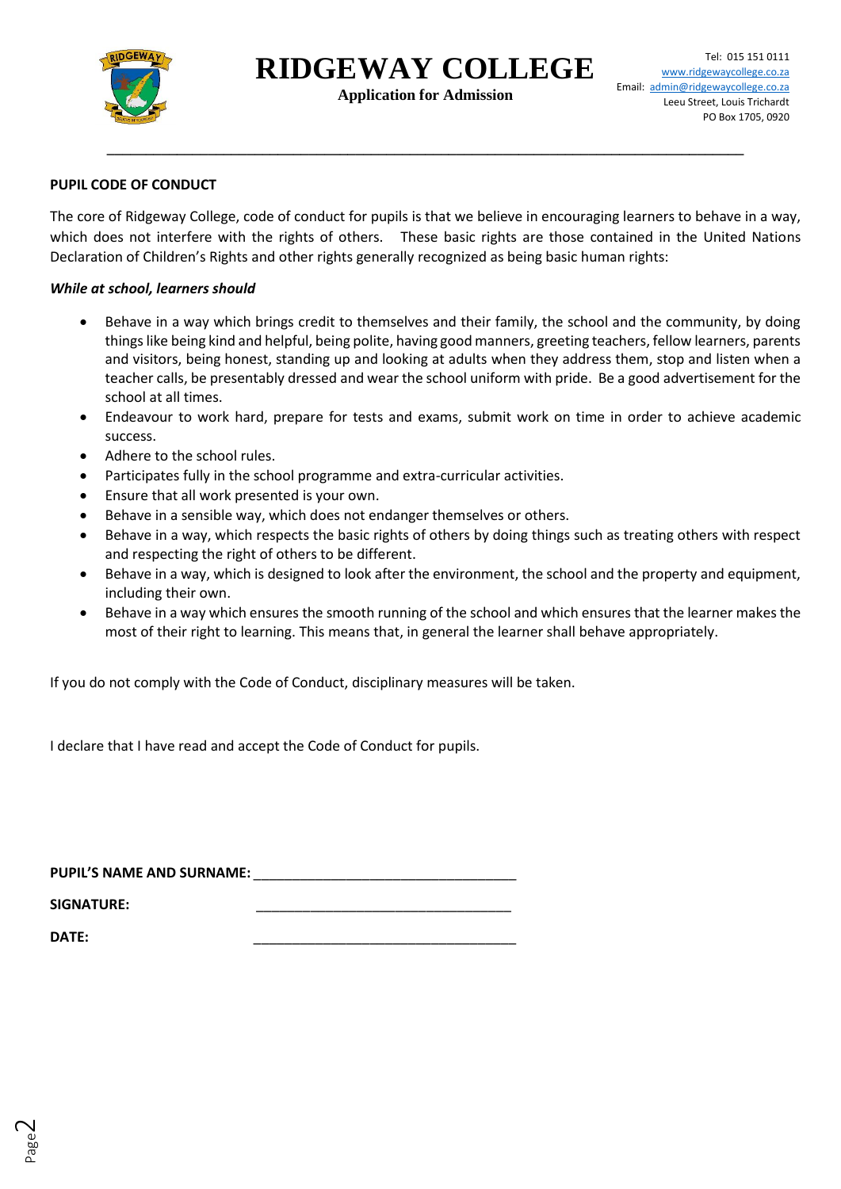# RIDGEWAY COLLEGE

**Application for Admission**

Tel: 015 151 0111
www.ridgewaycollege.co.za
Email: admin@ridgewaycollege.co.za
Leeu Street, Louis Trichardt
PO Box 1705, 0920

---

**PUPIL CODE OF CONDUCT**

The core of Ridgeway College, code of conduct for pupils is that we believe in encouraging learners to behave in a way, which does not interfere with the rights of others. These basic rights are those contained in the United Nations Declaration of Children's Rights and other rights generally recognized as being basic human rights:

***While at school, learners should***

- Behave in a way which brings credit to themselves and their family, the school and the community, by doing things like being kind and helpful, being polite, having good manners, greeting teachers, fellow learners, parents and visitors, being honest, standing up and looking at adults when they address them, stop and listen when a teacher calls, be presentably dressed and wear the school uniform with pride. Be a good advertisement for the school at all times.
- Endeavour to work hard, prepare for tests and exams, submit work on time in order to achieve academic success.
- Adhere to the school rules.
- Participates fully in the school programme and extra-curricular activities.
- Ensure that all work presented is your own.
- Behave in a sensible way, which does not endanger themselves or others.
- Behave in a way, which respects the basic rights of others by doing things such as treating others with respect and respecting the right of others to be different.
- Behave in a way, which is designed to look after the environment, the school and the property and equipment, including their own.
- Behave in a way which ensures the smooth running of the school and which ensures that the learner makes the most of their right to learning. This means that, in general the learner shall behave appropriately.

If you do not comply with the Code of Conduct, disciplinary measures will be taken.

I declare that I have read and accept the Code of Conduct for pupils.

**PUPIL'S NAME AND SURNAME:** ___________________________________

**SIGNATURE:** ___________________________________

**DATE:** ___________________________________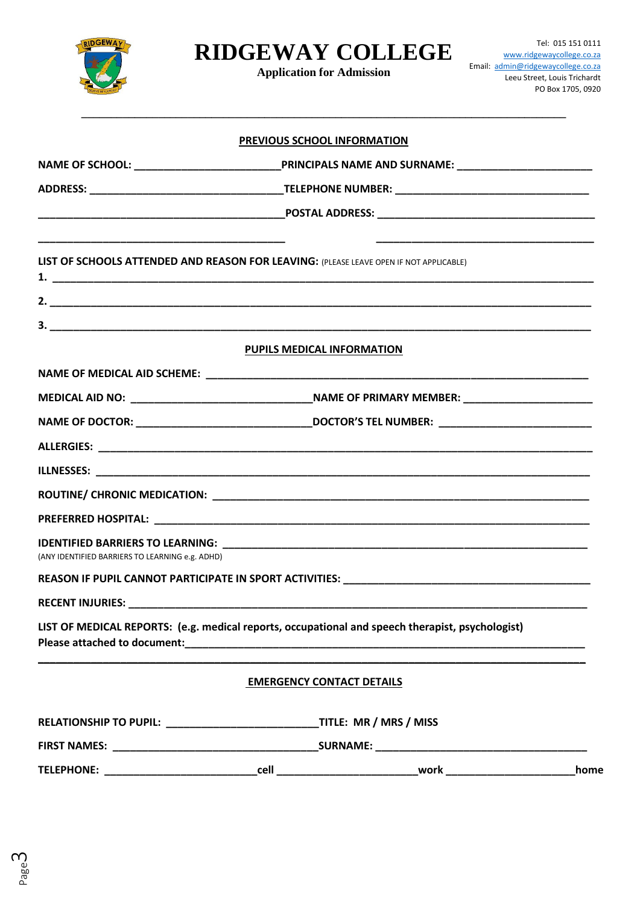# RIDGEWAY COLLEGE

**Application for Admission**

Tel: 015 151 0111
www.ridgewaycollege.co.za
Email: admin@ridgewaycollege.co.za
Leeu Street, Louis Trichardt
PO Box 1705, 0920

---

## PREVIOUS SCHOOL INFORMATION

**NAME OF SCHOOL:** ________________________ **PRINCIPALS NAME AND SURNAME:** ________________________

**ADDRESS:** ________________________________ **TELEPHONE NUMBER:** ________________________________

________________________________________ **POSTAL ADDRESS:** ____________________________________

________________________________________ ____________________________________

**LIST OF SCHOOLS ATTENDED AND REASON FOR LEAVING:** (PLEASE LEAVE OPEN IF NOT APPLICABLE)

**1.** ________________________________________________________________________________

**2.** ________________________________________________________________________________

**3.** ________________________________________________________________________________

## PUPILS MEDICAL INFORMATION

**NAME OF MEDICAL AID SCHEME:** ________________________________________________________________

**MEDICAL AID NO:** ______________________________ **NAME OF PRIMARY MEMBER:** ______________________

**NAME OF DOCTOR:** ____________________________ **DOCTOR'S TEL NUMBER:** _________________________

**ALLERGIES:** ________________________________________________________________________________

**ILLNESSES:** ________________________________________________________________________________

**ROUTINE/ CHRONIC MEDICATION:** _______________________________________________________________

**PREFERRED HOSPITAL:** _______________________________________________________________________

**IDENTIFIED BARRIERS TO LEARNING:** ____________________________________________________________
(ANY IDENTIFIED BARRIERS TO LEARNING e.g. ADHD)

**REASON IF PUPIL CANNOT PARTICIPATE IN SPORT ACTIVITIES:** ___________________________________________

**RECENT INJURIES:** ___________________________________________________________________________

**LIST OF MEDICAL REPORTS: (e.g. medical reports, occupational and speech therapist, psychologist)**
**Please attached to document:**_____________________________________________________________________

________________________________________________________________________________________

## EMERGENCY CONTACT DETAILS

**RELATIONSHIP TO PUPIL:** _________________________ **TITLE: MR / MRS / MISS**

**FIRST NAMES:** __________________________________ **SURNAME:** __________________________________

**TELEPHONE:** _________________________ **cell** _______________________ **work** _____________________ **home**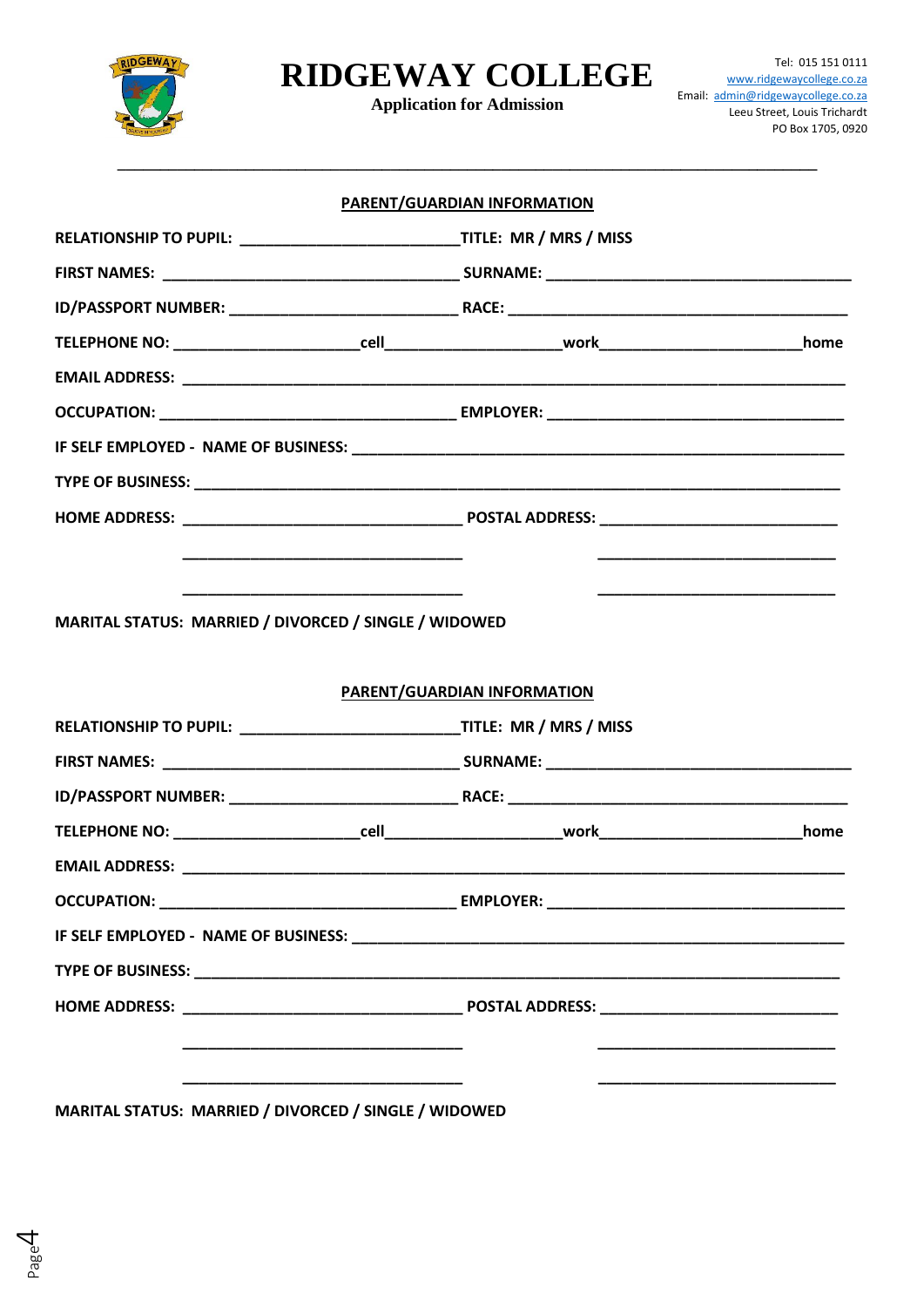# RIDGEWAY COLLEGE

**Application for Admission**

Tel: 015 151 0111
www.ridgewaycollege.co.za
Email: admin@ridgewaycollege.co.za
Leeu Street, Louis Trichardt
PO Box 1705, 0920

---

## PARENT/GUARDIAN INFORMATION

**RELATIONSHIP TO PUPIL:** ________________________ **TITLE: MR / MRS / MISS**

**FIRST NAMES:** ________________________________ **SURNAME:** ________________________________

**ID/PASSPORT NUMBER:** ________________________ **RACE:** ________________________________

**TELEPHONE NO:** ____________________cell____________________work____________________home

**EMAIL ADDRESS:** ____________________________________________________________________

**OCCUPATION:** ________________________________ **EMPLOYER:** ________________________________

**IF SELF EMPLOYED - NAME OF BUSINESS:** ________________________________________________

**TYPE OF BUSINESS:** __________________________________________________________________

**HOME ADDRESS:** ______________________________ **POSTAL ADDRESS:** ___________________________

______________________________ ___________________________

______________________________ ___________________________

**MARITAL STATUS: MARRIED / DIVORCED / SINGLE / WIDOWED**

## PARENT/GUARDIAN INFORMATION

**RELATIONSHIP TO PUPIL:** ________________________ **TITLE: MR / MRS / MISS**

**FIRST NAMES:** ________________________________ **SURNAME:** ________________________________

**ID/PASSPORT NUMBER:** ________________________ **RACE:** ________________________________

**TELEPHONE NO:** ____________________cell____________________work____________________home

**EMAIL ADDRESS:** ____________________________________________________________________

**OCCUPATION:** ________________________________ **EMPLOYER:** ________________________________

**IF SELF EMPLOYED - NAME OF BUSINESS:** ________________________________________________

**TYPE OF BUSINESS:** __________________________________________________________________

**HOME ADDRESS:** ______________________________ **POSTAL ADDRESS:** ___________________________

______________________________ ___________________________

______________________________ ___________________________

**MARITAL STATUS: MARRIED / DIVORCED / SINGLE / WIDOWED**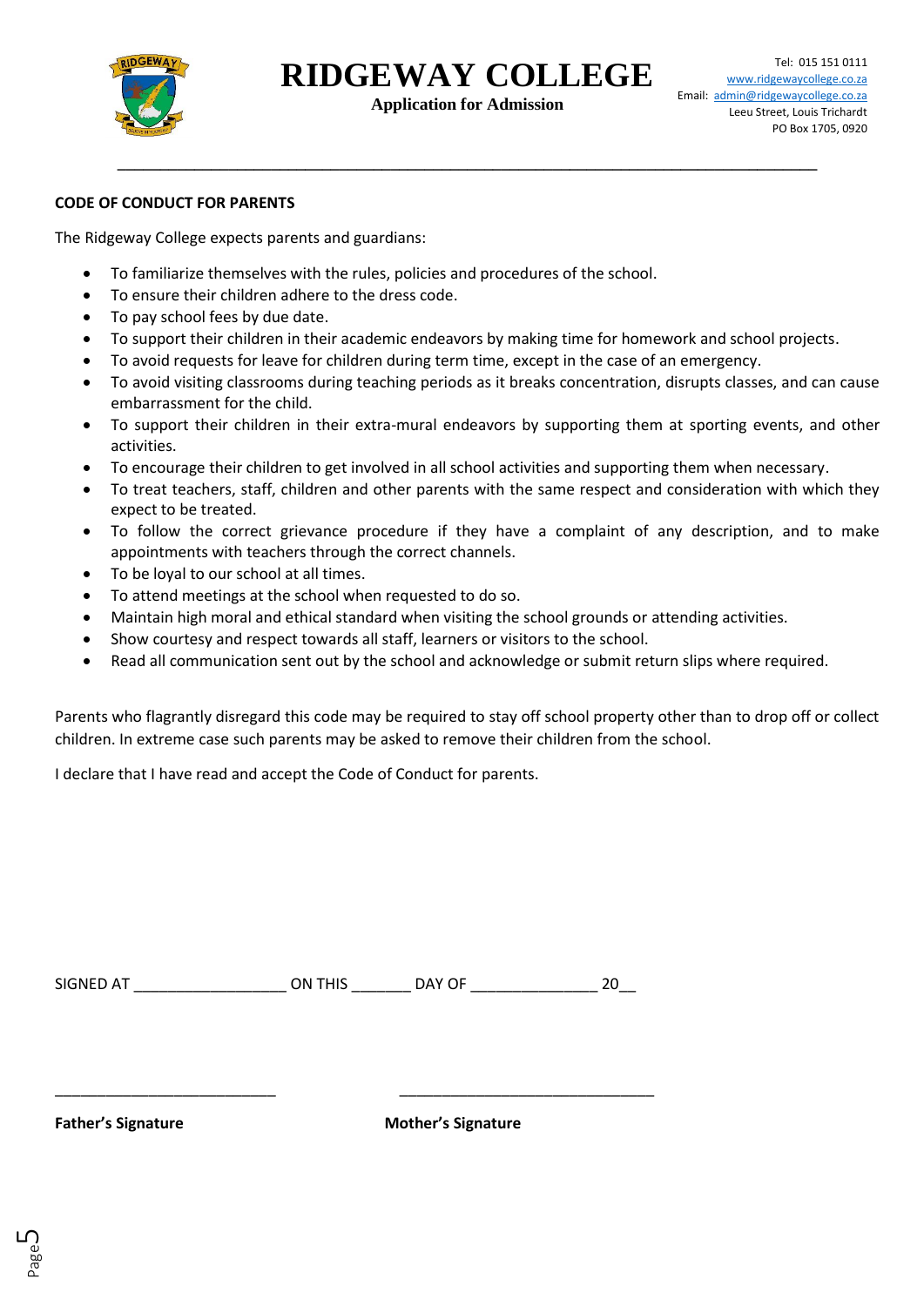# RIDGEWAY COLLEGE

**Application for Admission**

Tel: 015 151 0111
www.ridgewaycollege.co.za
Email: admin@ridgewaycollege.co.za
Leeu Street, Louis Trichardt
PO Box 1705, 0920

---

**CODE OF CONDUCT FOR PARENTS**

The Ridgeway College expects parents and guardians:

- To familiarize themselves with the rules, policies and procedures of the school.
- To ensure their children adhere to the dress code.
- To pay school fees by due date.
- To support their children in their academic endeavors by making time for homework and school projects.
- To avoid requests for leave for children during term time, except in the case of an emergency.
- To avoid visiting classrooms during teaching periods as it breaks concentration, disrupts classes, and can cause embarrassment for the child.
- To support their children in their extra-mural endeavors by supporting them at sporting events, and other activities.
- To encourage their children to get involved in all school activities and supporting them when necessary.
- To treat teachers, staff, children and other parents with the same respect and consideration with which they expect to be treated.
- To follow the correct grievance procedure if they have a complaint of any description, and to make appointments with teachers through the correct channels.
- To be loyal to our school at all times.
- To attend meetings at the school when requested to do so.
- Maintain high moral and ethical standard when visiting the school grounds or attending activities.
- Show courtesy and respect towards all staff, learners or visitors to the school.
- Read all communication sent out by the school and acknowledge or submit return slips where required.

Parents who flagrantly disregard this code may be required to stay off school property other than to drop off or collect children. In extreme case such parents may be asked to remove their children from the school.

I declare that I have read and accept the Code of Conduct for parents.

SIGNED AT __________________ ON THIS _______ DAY OF _______________ 20__

___________________________ ________________________________

**Father's Signature** **Mother's Signature**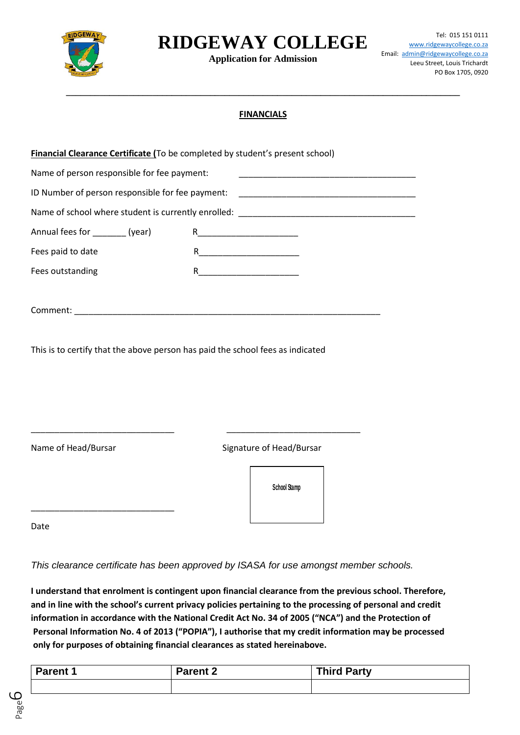# RIDGEWAY COLLEGE

**Application for Admission**

Tel: 015 151 0111
www.ridgewaycollege.co.za
Email: admin@ridgewaycollege.co.za
Leeu Street, Louis Trichardt
PO Box 1705, 0920

---

## FINANCIALS

**Financial Clearance Certificate (**To be completed by student's present school)

Name of person responsible for fee payment: ____________________________________

ID Number of person responsible for fee payment: ____________________________________

Name of school where student is currently enrolled: ____________________________________

Annual fees for _______ (year) R_____________________

Fees paid to date R_____________________

Fees outstanding R_____________________

Comment: ____________________________________________________________________

This is to certify that the above person has paid the school fees as indicated

______________________________ ____________________________

Name of Head/Bursar Signature of Head/Bursar

School Stamp

______________________________

Date

*This clearance certificate has been approved by ISASA for use amongst member schools.*

**I understand that enrolment is contingent upon financial clearance from the previous school. Therefore, and in line with the school's current privacy policies pertaining to the processing of personal and credit information in accordance with the National Credit Act No. 34 of 2005 ("NCA") and the Protection of Personal Information No. 4 of 2013 ("POPIA"), I authorise that my credit information may be processed only for purposes of obtaining financial clearances as stated hereinabove.**

| Parent 1 | Parent 2 | Third Party |
| --- | --- | --- |
| | | |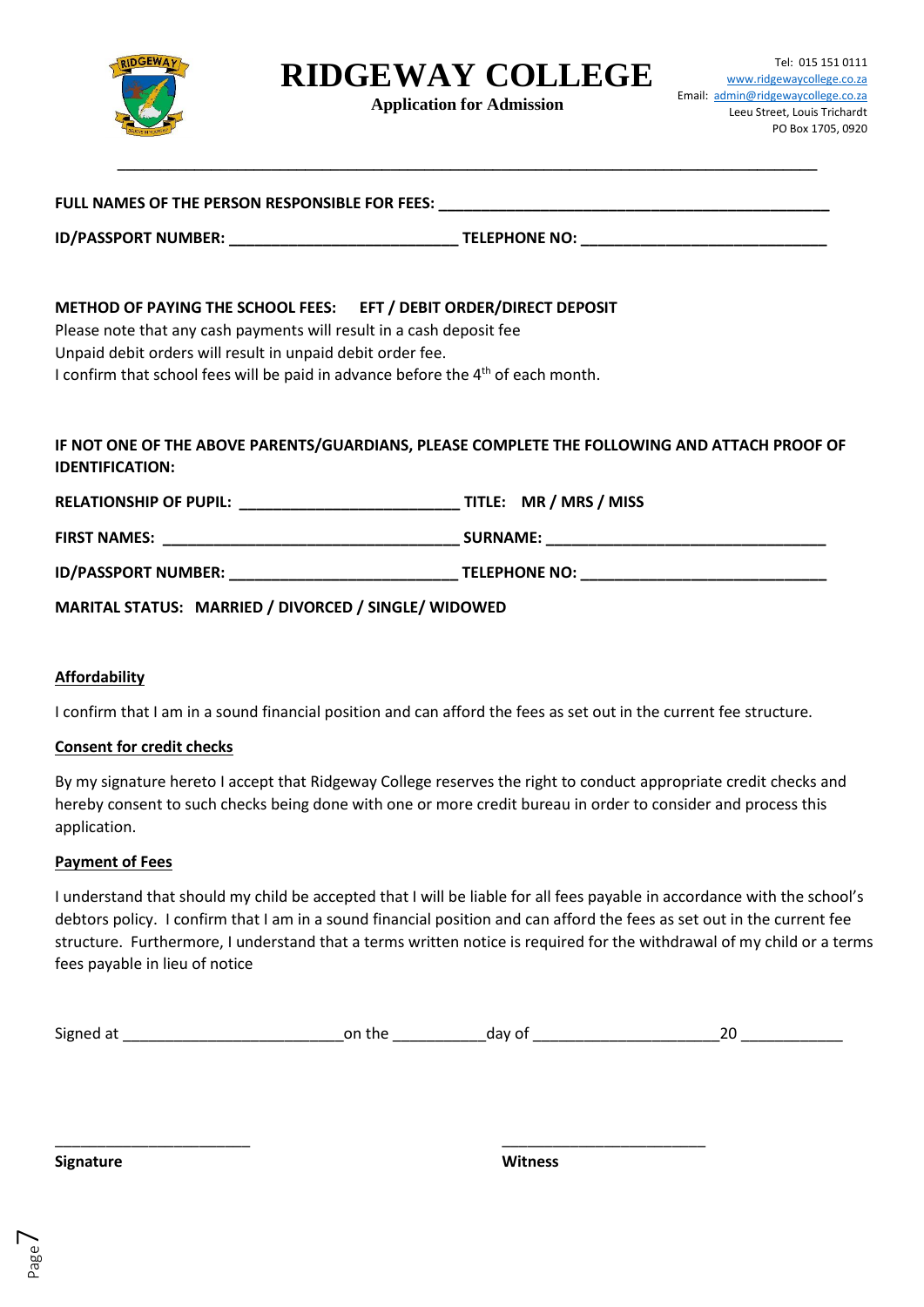# RIDGEWAY COLLEGE

**Application for Admission**

Tel: 015 151 0111
www.ridgewaycollege.co.za
Email: admin@ridgewaycollege.co.za
Leeu Street, Louis Trichardt
PO Box 1705, 0920

---

**FULL NAMES OF THE PERSON RESPONSIBLE FOR FEES:** ______________________________________________

**ID/PASSPORT NUMBER:** __________________________ **TELEPHONE NO:** ____________________________

**METHOD OF PAYING THE SCHOOL FEES: EFT / DEBIT ORDER/DIRECT DEPOSIT**

Please note that any cash payments will result in a cash deposit fee
Unpaid debit orders will result in unpaid debit order fee.
I confirm that school fees will be paid in advance before the 4th of each month.

**IF NOT ONE OF THE ABOVE PARENTS/GUARDIANS, PLEASE COMPLETE THE FOLLOWING AND ATTACH PROOF OF IDENTIFICATION:**

**RELATIONSHIP OF PUPIL:** _________________________ **TITLE: MR / MRS / MISS**

**FIRST NAMES:** __________________________________ **SURNAME:** ________________________________

**ID/PASSPORT NUMBER:** __________________________ **TELEPHONE NO:** ____________________________

**MARITAL STATUS: MARRIED / DIVORCED / SINGLE/ WIDOWED**

**Affordability**

I confirm that I am in a sound financial position and can afford the fees as set out in the current fee structure.

**Consent for credit checks**

By my signature hereto I accept that Ridgeway College reserves the right to conduct appropriate credit checks and hereby consent to such checks being done with one or more credit bureau in order to consider and process this application.

**Payment of Fees**

I understand that should my child be accepted that I will be liable for all fees payable in accordance with the school's debtors policy. I confirm that I am in a sound financial position and can afford the fees as set out in the current fee structure. Furthermore, I understand that a terms written notice is required for the withdrawal of my child or a terms fees payable in lieu of notice

Signed at _________________________on the ___________day of _____________________20 ____________

______________________ ______________________

**Signature** **Witness**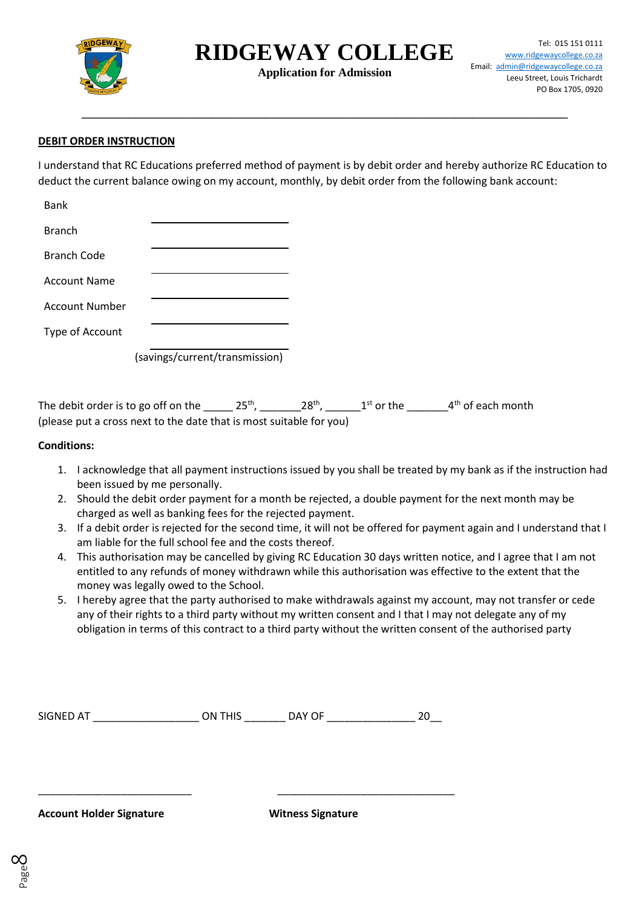# RIDGEWAY COLLEGE

**Application for Admission**

Tel: 015 151 0111
www.ridgewaycollege.co.za
Email: admin@ridgewaycollege.co.za
Leeu Street, Louis Trichardt
PO Box 1705, 0920

---

**DEBIT ORDER INSTRUCTION**

I understand that RC Educations preferred method of payment is by debit order and hereby authorize RC Education to deduct the current balance owing on my account, monthly, by debit order from the following bank account:

Bank ____________________

Branch ____________________

Branch Code ____________________

Account Name ____________________

Account Number ____________________

Type of Account ____________________
(savings/current/transmission)

The debit order is to go off on the _____ 25th, _______28th, ______1st or the _______4th of each month (please put a cross next to the date that is most suitable for you)

**Conditions:**

1. I acknowledge that all payment instructions issued by you shall be treated by my bank as if the instruction had been issued by me personally.
2. Should the debit order payment for a month be rejected, a double payment for the next month may be charged as well as banking fees for the rejected payment.
3. If a debit order is rejected for the second time, it will not be offered for payment again and I understand that I am liable for the full school fee and the costs thereof.
4. This authorisation may be cancelled by giving RC Education 30 days written notice, and I agree that I am not entitled to any refunds of money withdrawn while this authorisation was effective to the extent that the money was legally owed to the School.
5. I hereby agree that the party authorised to make withdrawals against my account, may not transfer or cede any of their rights to a third party without my written consent and I that I may not delegate any of my obligation in terms of this contract to a third party without the written consent of the authorised party

SIGNED AT __________________ ON THIS _______ DAY OF _______________ 20__

___________________________ &nbsp;&nbsp;&nbsp;&nbsp;&nbsp;&nbsp;&nbsp;&nbsp; _______________________________

**Account Holder Signature** &nbsp;&nbsp;&nbsp;&nbsp;&nbsp;&nbsp;&nbsp;&nbsp; **Witness Signature**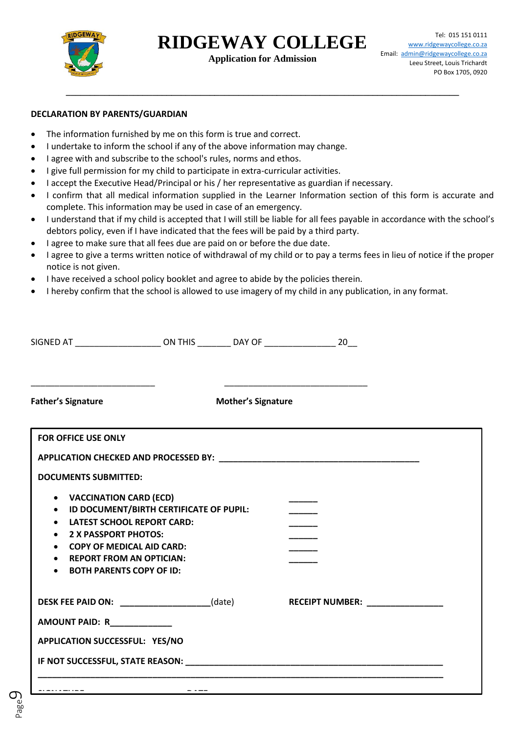# RIDGEWAY COLLEGE

**Application for Admission**

Tel: 015 151 0111
www.ridgewaycollege.co.za
Email: admin@ridgewaycollege.co.za
Leeu Street, Louis Trichardt
PO Box 1705, 0920

---

**DECLARATION BY PARENTS/GUARDIAN**

- The information furnished by me on this form is true and correct.
- I undertake to inform the school if any of the above information may change.
- I agree with and subscribe to the school's rules, norms and ethos.
- I give full permission for my child to participate in extra-curricular activities.
- I accept the Executive Head/Principal or his / her representative as guardian if necessary.
- I confirm that all medical information supplied in the Learner Information section of this form is accurate and complete. This information may be used in case of an emergency.
- I understand that if my child is accepted that I will still be liable for all fees payable in accordance with the school's debtors policy, even if I have indicated that the fees will be paid by a third party.
- I agree to make sure that all fees due are paid on or before the due date.
- I agree to give a terms written notice of withdrawal of my child or to pay a terms fees in lieu of notice if the proper notice is not given.
- I have received a school policy booklet and agree to abide by the policies therein.
- I hereby confirm that the school is allowed to use imagery of my child in any publication, in any format.

SIGNED AT __________________ ON THIS _______ DAY OF _______________ 20__

___________________________ ___________________________

**Father's Signature** **Mother's Signature**

**FOR OFFICE USE ONLY**

**APPLICATION CHECKED AND PROCESSED BY:** ____________________________________________

**DOCUMENTS SUBMITTED:**

- **VACCINATION CARD (ECD)** ______
- **ID DOCUMENT/BIRTH CERTIFICATE OF PUPIL:** ______
- **LATEST SCHOOL REPORT CARD:** ______
- **2 X PASSPORT PHOTOS:** ______
- **COPY OF MEDICAL AID CARD:** ______
- **REPORT FROM AN OPTICIAN:** ______
- **BOTH PARENTS COPY OF ID:**

**DESK FEE PAID ON:** ___________________(date) **RECEIPT NUMBER:** ________________

**AMOUNT PAID: R**_____________

**APPLICATION SUCCESSFUL: YES/NO**

**IF NOT SUCCESSFUL, STATE REASON:** ________________________________________________________

_____________________________________________________________________________________

**SIGNATURE** **DATE**